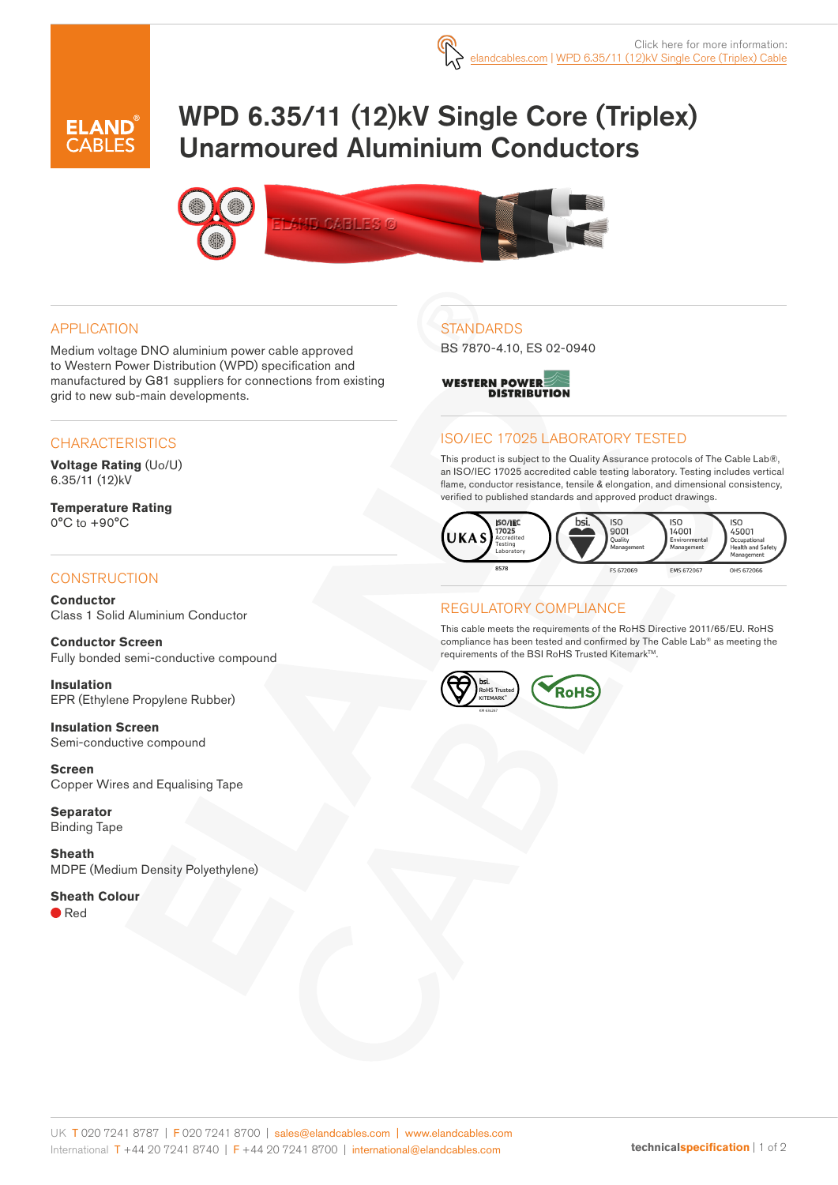Click here for more information:
elandcables.com | WPD 6.35/11 (12)kV Single Core (Triplex) Cable

# WPD 6.35/11 (12)kV Single Core (Triplex) Unarmoured Aluminium Conductors

## APPLICATION

Medium voltage DNO aluminium power cable approved to Western Power Distribution (WPD) specification and manufactured by G81 suppliers for connections from existing grid to new sub-main developments.

## CHARACTERISTICS

**Voltage Rating** (Uo/U)
6.35/11 (12)kV

**Temperature Rating**
0°C to +90°C

## CONSTRUCTION

**Conductor**
Class 1 Solid Aluminium Conductor

**Conductor Screen**
Fully bonded semi-conductive compound

**Insulation**
EPR (Ethylene Propylene Rubber)

**Insulation Screen**
Semi-conductive compound

**Screen**
Copper Wires and Equalising Tape

**Separator**
Binding Tape

**Sheath**
MDPE (Medium Density Polyethylene)

**Sheath Colour**
Red

## STANDARDS

BS 7870-4.10, ES 02-0940

WESTERN POWER DISTRIBUTION

## ISO/IEC 17025 LABORATORY TESTED

This product is subject to the Quality Assurance protocols of The Cable Lab®, an ISO/IEC 17025 accredited cable testing laboratory. Testing includes vertical flame, conductor resistance, tensile & elongation, and dimensional consistency, verified to published standards and approved product drawings.

UKAS ISO/IEC 17025 Accredited Testing Laboratory 8578 | bsi. ISO 9001 Quality Management FS 672069 | ISO 14001 Environmental Management EMS 672067 | ISO 45001 Occupational Health and Safety Management OHS 672066

## REGULATORY COMPLIANCE

This cable meets the requirements of the RoHS Directive 2011/65/EU. RoHS compliance has been tested and confirmed by The Cable Lab® as meeting the requirements of the BSI RoHS Trusted Kitemark™.

bsi. RoHS Trusted KITEMARK™ | RoHS

UK T 020 7241 8787 | F 020 7241 8700 | sales@elandcables.com | www.elandcables.com
International T +44 20 7241 8740 | F +44 20 7241 8700 | international@elandcables.com

technicalspecification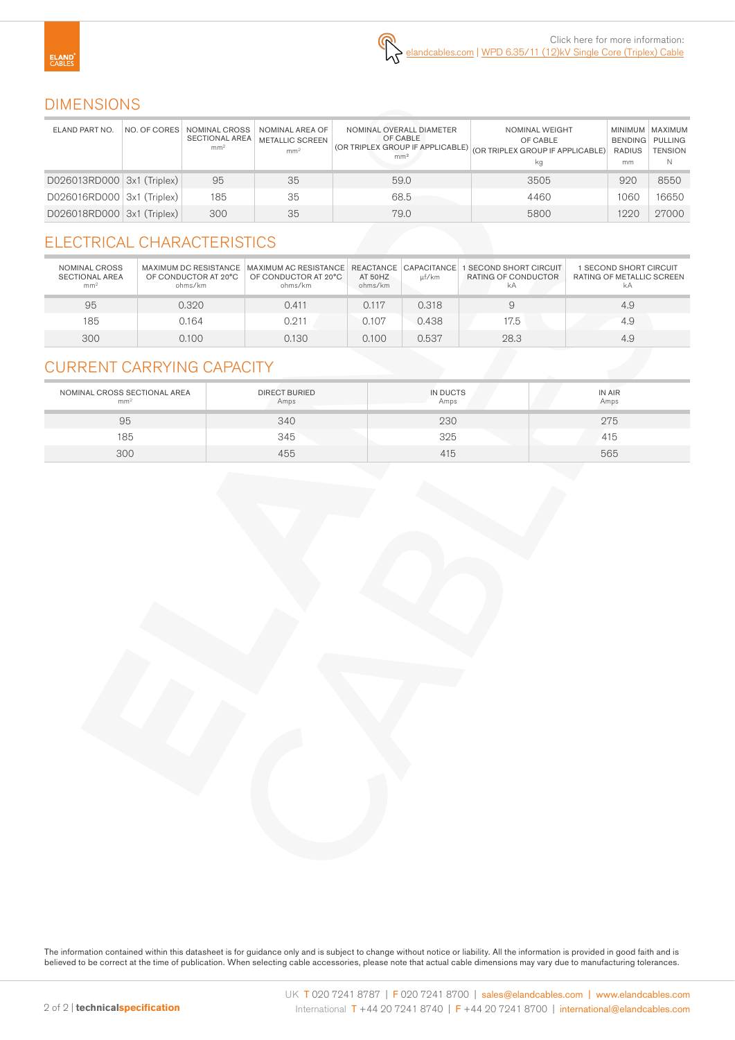Click here for more information: elandcables.com | WPD 6.35/11 (12)kV Single Core (Triplex) Cable

## DIMENSIONS

| ELAND PART NO. | NO. OF CORES | NOMINAL CROSS SECTIONAL AREA mm² | NOMINAL AREA OF METALLIC SCREEN mm² | NOMINAL OVERALL DIAMETER OF CABLE (OR TRIPLEX GROUP IF APPLICABLE) mm² | NOMINAL WEIGHT OF CABLE (OR TRIPLEX GROUP IF APPLICABLE) kg | MINIMUM BENDING RADIUS mm | MAXIMUM PULLING TENSION N |
|---|---|---|---|---|---|---|---|
| D026013RD000 | 3x1 (Triplex) | 95 | 35 | 59.0 | 3505 | 920 | 8550 |
| D026016RD000 | 3x1 (Triplex) | 185 | 35 | 68.5 | 4460 | 1060 | 16650 |
| D026018RD000 | 3x1 (Triplex) | 300 | 35 | 79.0 | 5800 | 1220 | 27000 |

## ELECTRICAL CHARACTERISTICS

| NOMINAL CROSS SECTIONAL AREA mm² | MAXIMUM DC RESISTANCE OF CONDUCTOR AT 20°C ohms/km | MAXIMUM AC RESISTANCE OF CONDUCTOR AT 20°C ohms/km | REACTANCE AT 50HZ ohms/km | CAPACITANCE µf/km | 1 SECOND SHORT CIRCUIT RATING OF CONDUCTOR kA | 1 SECOND SHORT CIRCUIT RATING OF METALLIC SCREEN kA |
|---|---|---|---|---|---|---|
| 95 | 0.320 | 0.411 | 0.117 | 0.318 | 9 | 4.9 |
| 185 | 0.164 | 0.211 | 0.107 | 0.438 | 17.5 | 4.9 |
| 300 | 0.100 | 0.130 | 0.100 | 0.537 | 28.3 | 4.9 |

## CURRENT CARRYING CAPACITY

| NOMINAL CROSS SECTIONAL AREA mm² | DIRECT BURIED Amps | IN DUCTS Amps | IN AIR Amps |
|---|---|---|---|
| 95 | 340 | 230 | 275 |
| 185 | 345 | 325 | 415 |
| 300 | 455 | 415 | 565 |

The information contained within this datasheet is for guidance only and is subject to change without notice or liability. All the information is provided in good faith and is believed to be correct at the time of publication. When selecting cable accessories, please note that actual cable dimensions may vary due to manufacturing tolerances.

UK T 020 7241 8787 | F 020 7241 8700 | sales@elandcables.com | www.elandcables.com
International T +44 20 7241 8740 | F +44 20 7241 8700 | international@elandcables.com